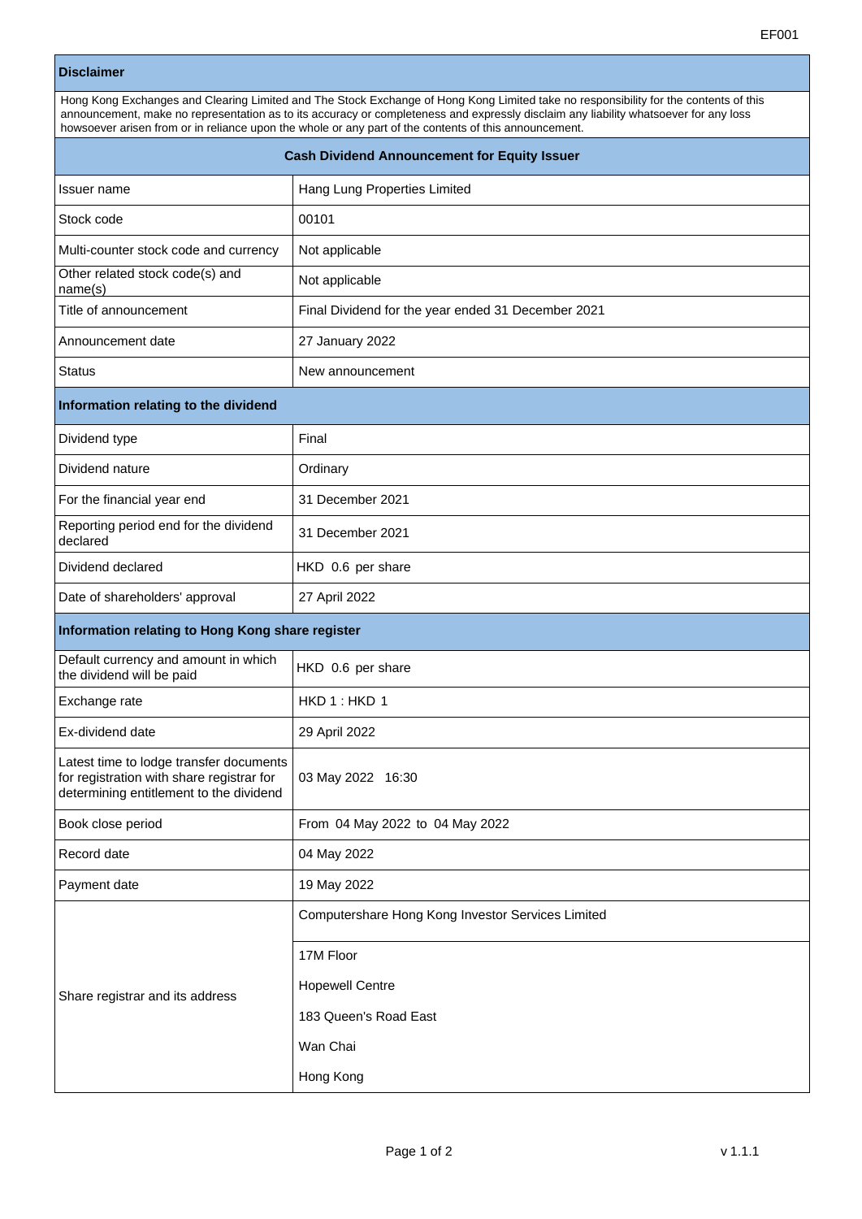EF001

## Disclaimer

Hong Kong Exchanges and Clearing Limited and The Stock Exchange of Hong Kong Limited take no responsibility for the contents of this announcement, make no representation as to its accuracy or completeness and expressly disclaim any liability whatsoever for any loss howsoever arisen from or in reliance upon the whole or any part of the contents of this announcement.

## Cash Dividend Announcement for Equity Issuer

| | |
|---|---|
| Issuer name | Hang Lung Properties Limited |
| Stock code | 00101 |
| Multi-counter stock code and currency | Not applicable |
| Other related stock code(s) and name(s) | Not applicable |
| Title of announcement | Final Dividend for the year ended 31 December 2021 |
| Announcement date | 27 January 2022 |
| Status | New announcement |

### Information relating to the dividend

| | |
|---|---|
| Dividend type | Final |
| Dividend nature | Ordinary |
| For the financial year end | 31 December 2021 |
| Reporting period end for the dividend declared | 31 December 2021 |
| Dividend declared | HKD 0.6 per share |
| Date of shareholders' approval | 27 April 2022 |

### Information relating to Hong Kong share register

| | |
|---|---|
| Default currency and amount in which the dividend will be paid | HKD 0.6 per share |
| Exchange rate | HKD 1 : HKD 1 |
| Ex-dividend date | 29 April 2022 |
| Latest time to lodge transfer documents for registration with share registrar for determining entitlement to the dividend | 03 May 2022 16:30 |
| Book close period | From 04 May 2022 to 04 May 2022 |
| Record date | 04 May 2022 |
| Payment date | 19 May 2022 |
| Share registrar and its address | Computershare Hong Kong Investor Services Limited<br>17M Floor<br>Hopewell Centre<br>183 Queen's Road East<br>Wan Chai<br>Hong Kong |

v 1.1.1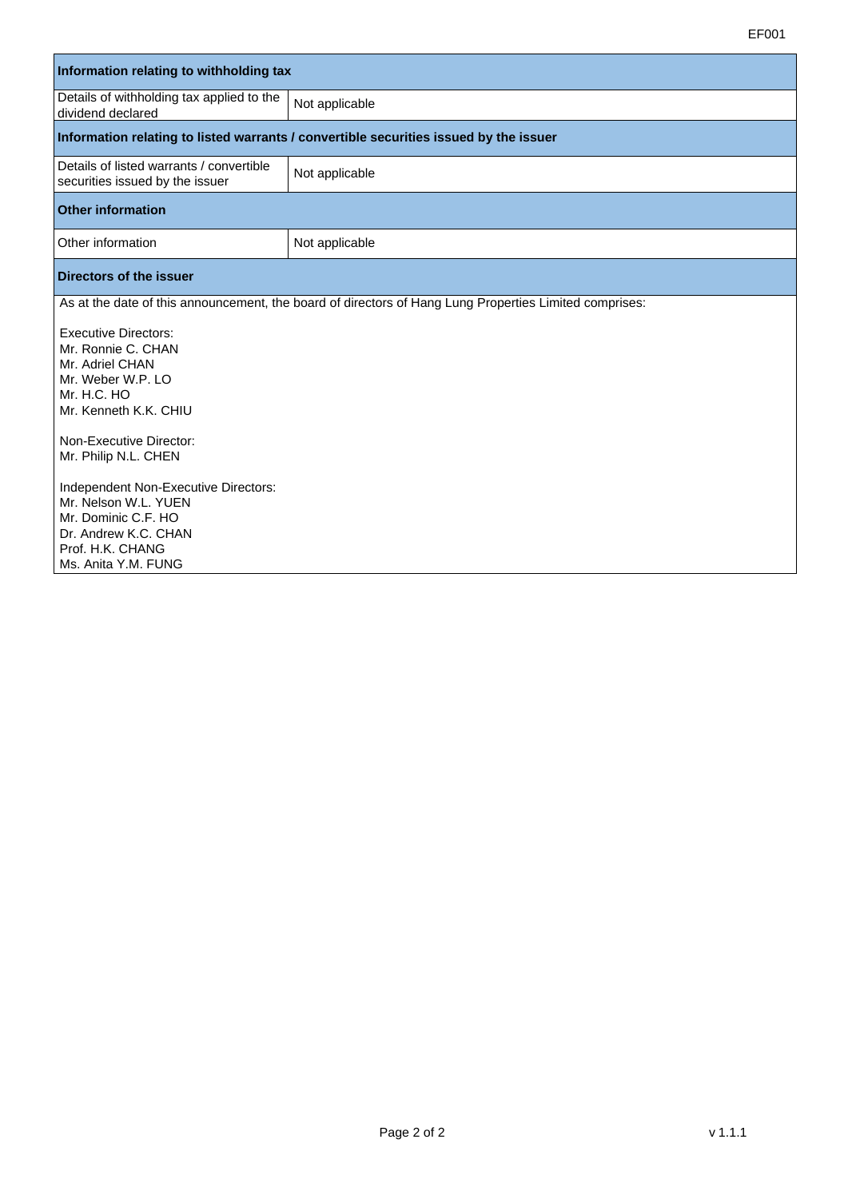| Information relating to withholding tax | |
|---|---|
| Details of withholding tax applied to the dividend declared | Not applicable |

| Information relating to listed warrants / convertible securities issued by the issuer | |
|---|---|
| Details of listed warrants / convertible securities issued by the issuer | Not applicable |

| Other information | |
|---|---|
| Other information | Not applicable |

**Directors of the issuer**

As at the date of this announcement, the board of directors of Hang Lung Properties Limited comprises:

Executive Directors:
Mr. Ronnie C. CHAN
Mr. Adriel CHAN
Mr. Weber W.P. LO
Mr. H.C. HO
Mr. Kenneth K.K. CHIU

Non-Executive Director:
Mr. Philip N.L. CHEN

Independent Non-Executive Directors:
Mr. Nelson W.L. YUEN
Mr. Dominic C.F. HO
Dr. Andrew K.C. CHAN
Prof. H.K. CHANG
Ms. Anita Y.M. FUNG